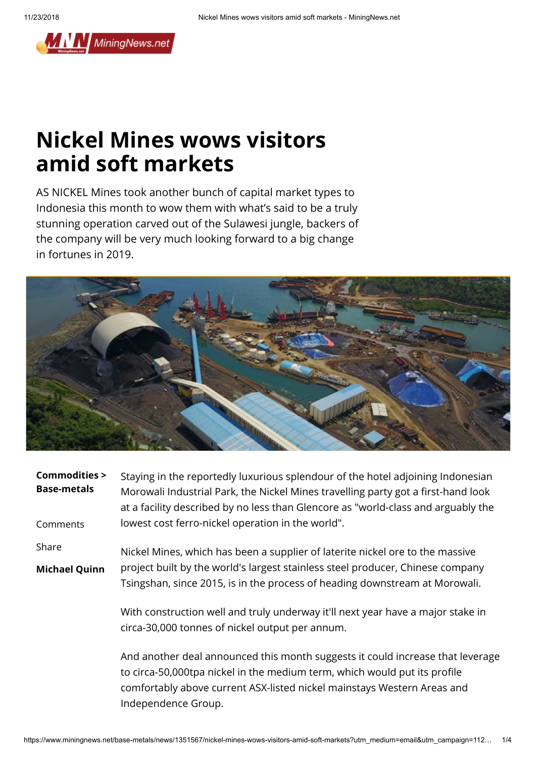# Nickel Mines wows visitors amid soft markets

AS NICKEL Mines took another bunch of capital market types to Indonesia this month to wow them with what's said to be a truly stunning operation carved out of the Sulawesi jungle, backers of the company will be very much looking forward to a big change in fortunes in 2019.

**Commodities > Base-metals**

Comments

Share

**Michael Quinn**

Staying in the reportedly luxurious splendour of the hotel adjoining Indonesian Morowali Industrial Park, the Nickel Mines travelling party got a first-hand look at a facility described by no less than Glencore as "world-class and arguably the lowest cost ferro-nickel operation in the world".

Nickel Mines, which has been a supplier of laterite nickel ore to the massive project built by the world's largest stainless steel producer, Chinese company Tsingshan, since 2015, is in the process of heading downstream at Morowali.

With construction well and truly underway it'll next year have a major stake in circa-30,000 tonnes of nickel output per annum.

And another deal announced this month suggests it could increase that leverage to circa-50,000tpa nickel in the medium term, which would put its profile comfortably above current ASX-listed nickel mainstays Western Areas and Independence Group.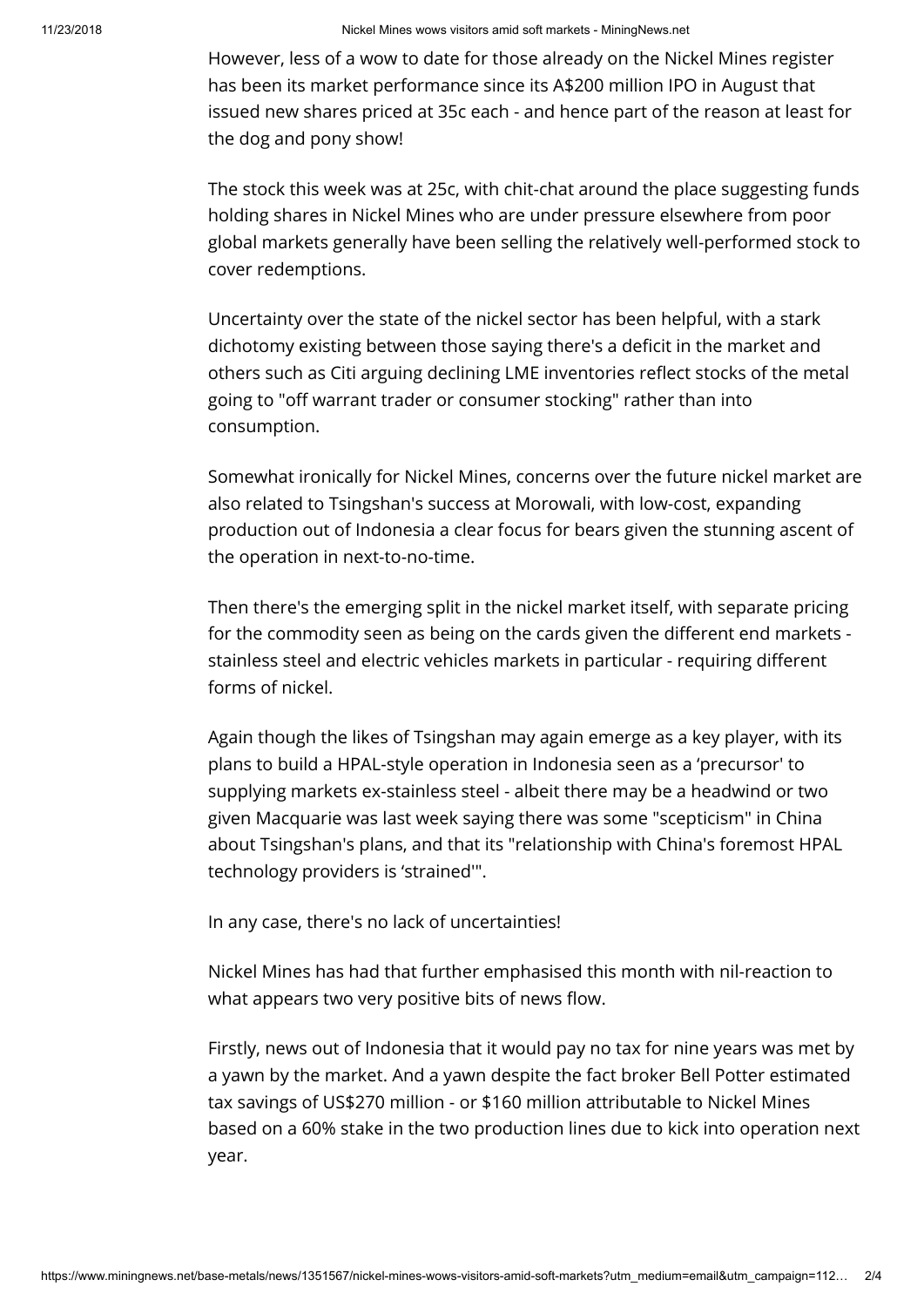However, less of a wow to date for those already on the Nickel Mines register has been its market performance since its A$200 million IPO in August that issued new shares priced at 35c each - and hence part of the reason at least for the dog and pony show!

The stock this week was at 25c, with chit-chat around the place suggesting funds holding shares in Nickel Mines who are under pressure elsewhere from poor global markets generally have been selling the relatively well-performed stock to cover redemptions.

Uncertainty over the state of the nickel sector has been helpful, with a stark dichotomy existing between those saying there's a deficit in the market and others such as Citi arguing declining LME inventories reflect stocks of the metal going to "off warrant trader or consumer stocking" rather than into consumption.

Somewhat ironically for Nickel Mines, concerns over the future nickel market are also related to Tsingshan's success at Morowali, with low-cost, expanding production out of Indonesia a clear focus for bears given the stunning ascent of the operation in next-to-no-time.

Then there's the emerging split in the nickel market itself, with separate pricing for the commodity seen as being on the cards given the different end markets - stainless steel and electric vehicles markets in particular - requiring different forms of nickel.

Again though the likes of Tsingshan may again emerge as a key player, with its plans to build a HPAL-style operation in Indonesia seen as a 'precursor' to supplying markets ex-stainless steel - albeit there may be a headwind or two given Macquarie was last week saying there was some "scepticism" in China about Tsingshan's plans, and that its "relationship with China's foremost HPAL technology providers is 'strained'".

In any case, there's no lack of uncertainties!

Nickel Mines has had that further emphasised this month with nil-reaction to what appears two very positive bits of news flow.

Firstly, news out of Indonesia that it would pay no tax for nine years was met by a yawn by the market. And a yawn despite the fact broker Bell Potter estimated tax savings of US$270 million - or $160 million attributable to Nickel Mines based on a 60% stake in the two production lines due to kick into operation next year.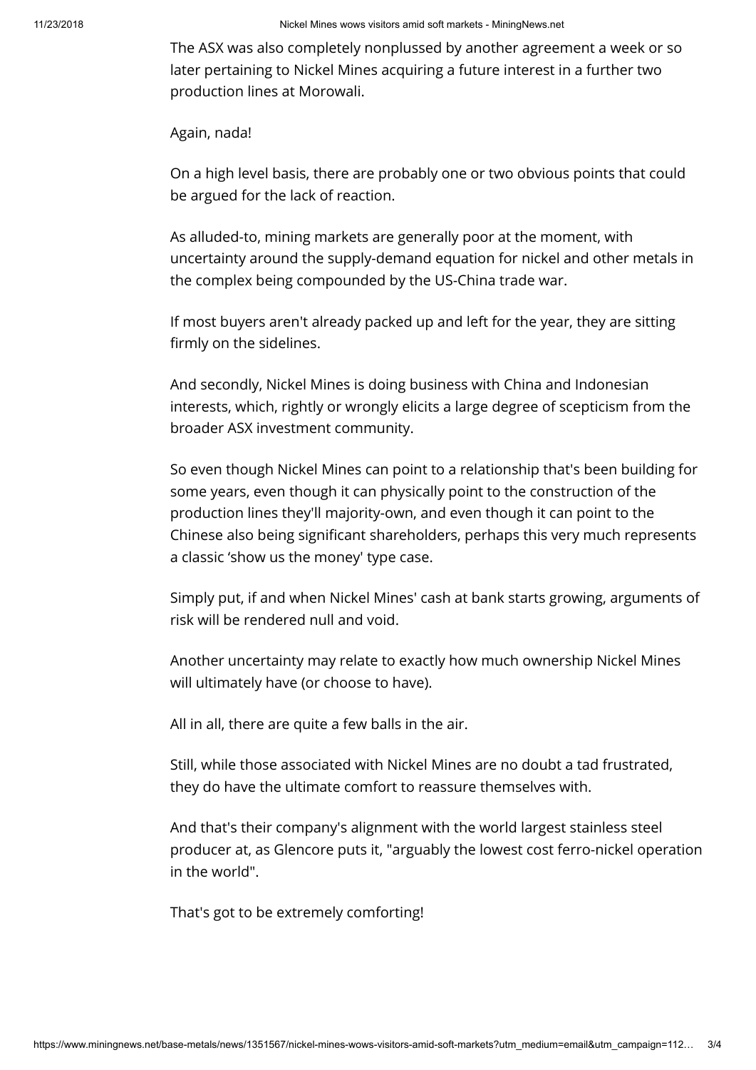The ASX was also completely nonplussed by another agreement a week or so later pertaining to Nickel Mines acquiring a future interest in a further two production lines at Morowali.

Again, nada!

On a high level basis, there are probably one or two obvious points that could be argued for the lack of reaction.

As alluded-to, mining markets are generally poor at the moment, with uncertainty around the supply-demand equation for nickel and other metals in the complex being compounded by the US-China trade war.

If most buyers aren't already packed up and left for the year, they are sitting firmly on the sidelines.

And secondly, Nickel Mines is doing business with China and Indonesian interests, which, rightly or wrongly elicits a large degree of scepticism from the broader ASX investment community.

So even though Nickel Mines can point to a relationship that's been building for some years, even though it can physically point to the construction of the production lines they'll majority-own, and even though it can point to the Chinese also being significant shareholders, perhaps this very much represents a classic 'show us the money' type case.

Simply put, if and when Nickel Mines' cash at bank starts growing, arguments of risk will be rendered null and void.

Another uncertainty may relate to exactly how much ownership Nickel Mines will ultimately have (or choose to have).

All in all, there are quite a few balls in the air.

Still, while those associated with Nickel Mines are no doubt a tad frustrated, they do have the ultimate comfort to reassure themselves with.

And that's their company's alignment with the world largest stainless steel producer at, as Glencore puts it, "arguably the lowest cost ferro-nickel operation in the world".

That's got to be extremely comforting!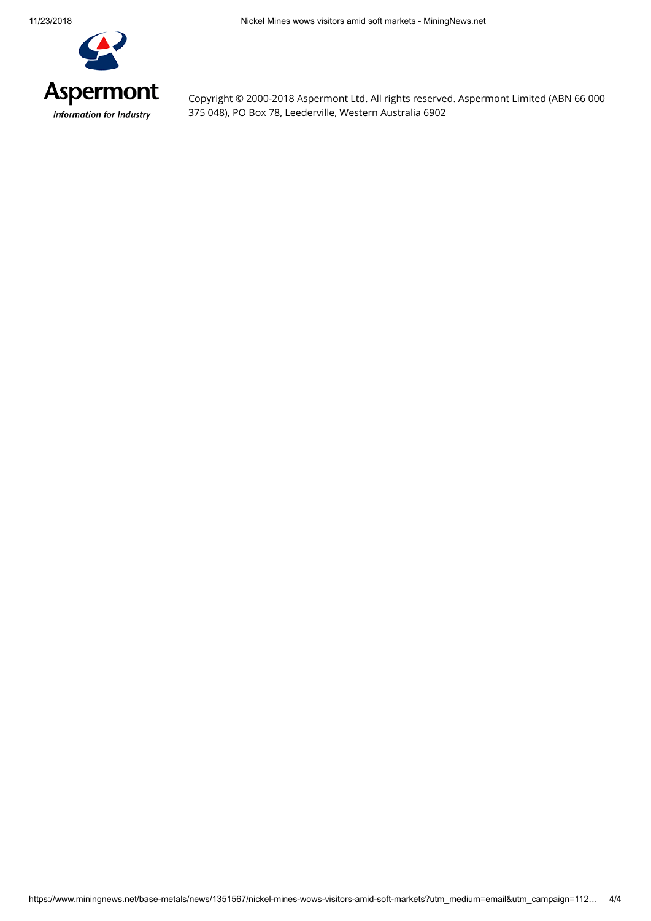Aspermont

*Information for Industry*

Copyright © 2000-2018 Aspermont Ltd. All rights reserved. Aspermont Limited (ABN 66 000 375 048), PO Box 78, Leederville, Western Australia 6902